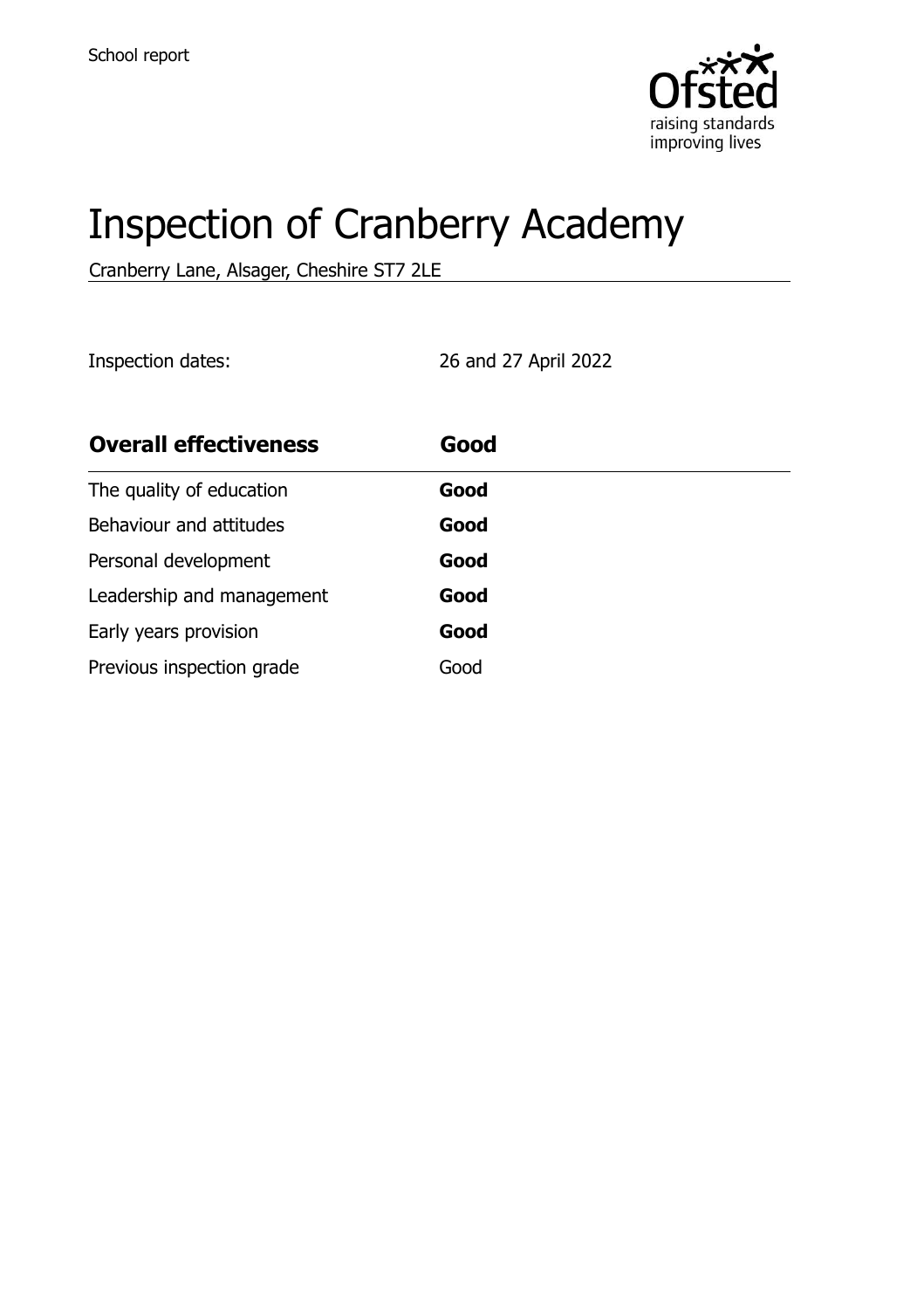School report

# Inspection of Cranberry Academy

Cranberry Lane, Alsager, Cheshire ST7 2LE

Inspection dates: 26 and 27 April 2022

| **Overall effectiveness** | **Good** |
| --- | --- |
| The quality of education | **Good** |
| Behaviour and attitudes | **Good** |
| Personal development | **Good** |
| Leadership and management | **Good** |
| Early years provision | **Good** |
| Previous inspection grade | Good |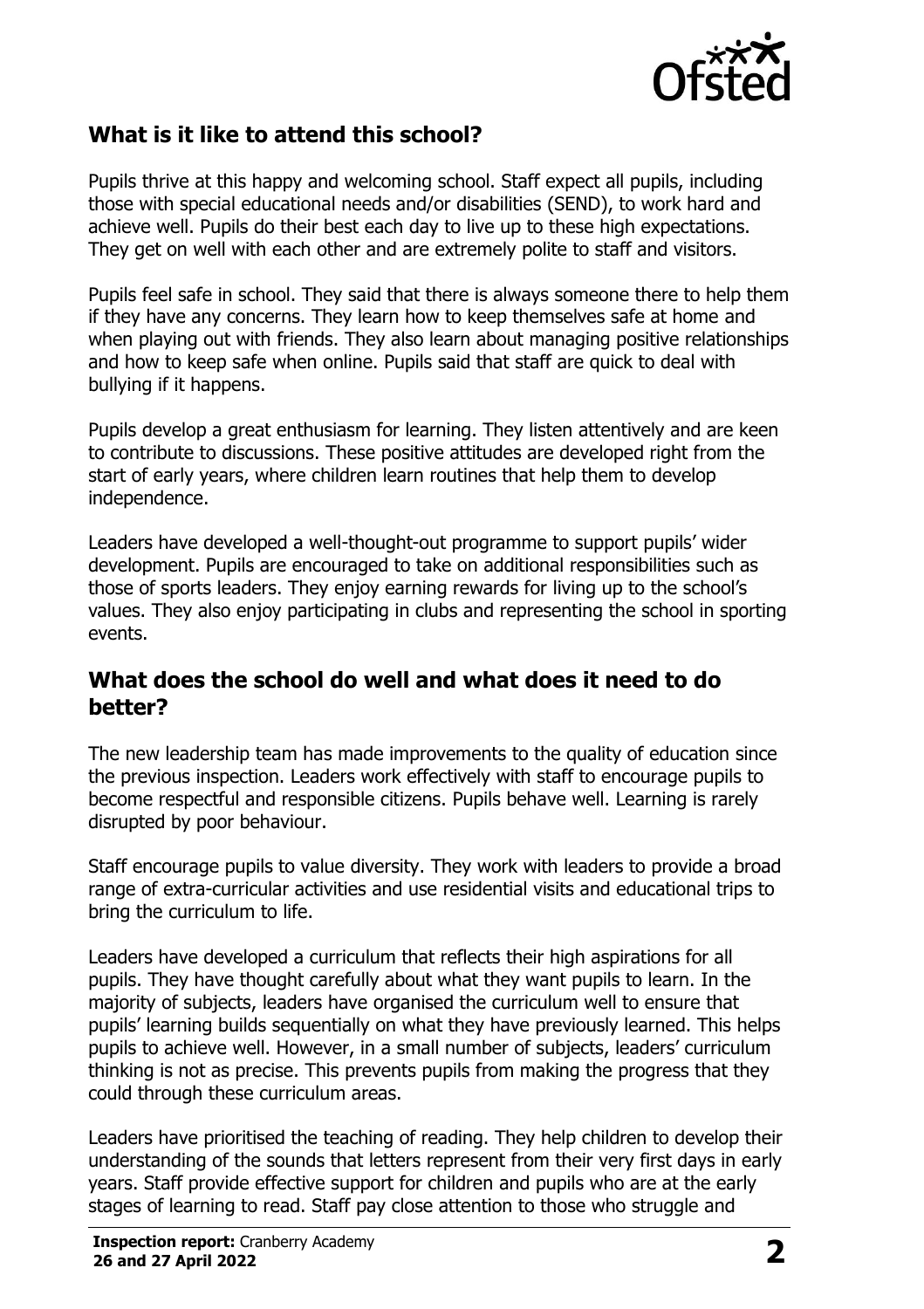## What is it like to attend this school?

Pupils thrive at this happy and welcoming school. Staff expect all pupils, including those with special educational needs and/or disabilities (SEND), to work hard and achieve well. Pupils do their best each day to live up to these high expectations. They get on well with each other and are extremely polite to staff and visitors.

Pupils feel safe in school. They said that there is always someone there to help them if they have any concerns. They learn how to keep themselves safe at home and when playing out with friends. They also learn about managing positive relationships and how to keep safe when online. Pupils said that staff are quick to deal with bullying if it happens.

Pupils develop a great enthusiasm for learning. They listen attentively and are keen to contribute to discussions. These positive attitudes are developed right from the start of early years, where children learn routines that help them to develop independence.

Leaders have developed a well-thought-out programme to support pupils' wider development. Pupils are encouraged to take on additional responsibilities such as those of sports leaders. They enjoy earning rewards for living up to the school's values. They also enjoy participating in clubs and representing the school in sporting events.

## What does the school do well and what does it need to do better?

The new leadership team has made improvements to the quality of education since the previous inspection. Leaders work effectively with staff to encourage pupils to become respectful and responsible citizens. Pupils behave well. Learning is rarely disrupted by poor behaviour.

Staff encourage pupils to value diversity. They work with leaders to provide a broad range of extra-curricular activities and use residential visits and educational trips to bring the curriculum to life.

Leaders have developed a curriculum that reflects their high aspirations for all pupils. They have thought carefully about what they want pupils to learn. In the majority of subjects, leaders have organised the curriculum well to ensure that pupils' learning builds sequentially on what they have previously learned. This helps pupils to achieve well. However, in a small number of subjects, leaders' curriculum thinking is not as precise. This prevents pupils from making the progress that they could through these curriculum areas.

Leaders have prioritised the teaching of reading. They help children to develop their understanding of the sounds that letters represent from their very first days in early years. Staff provide effective support for children and pupils who are at the early stages of learning to read. Staff pay close attention to those who struggle and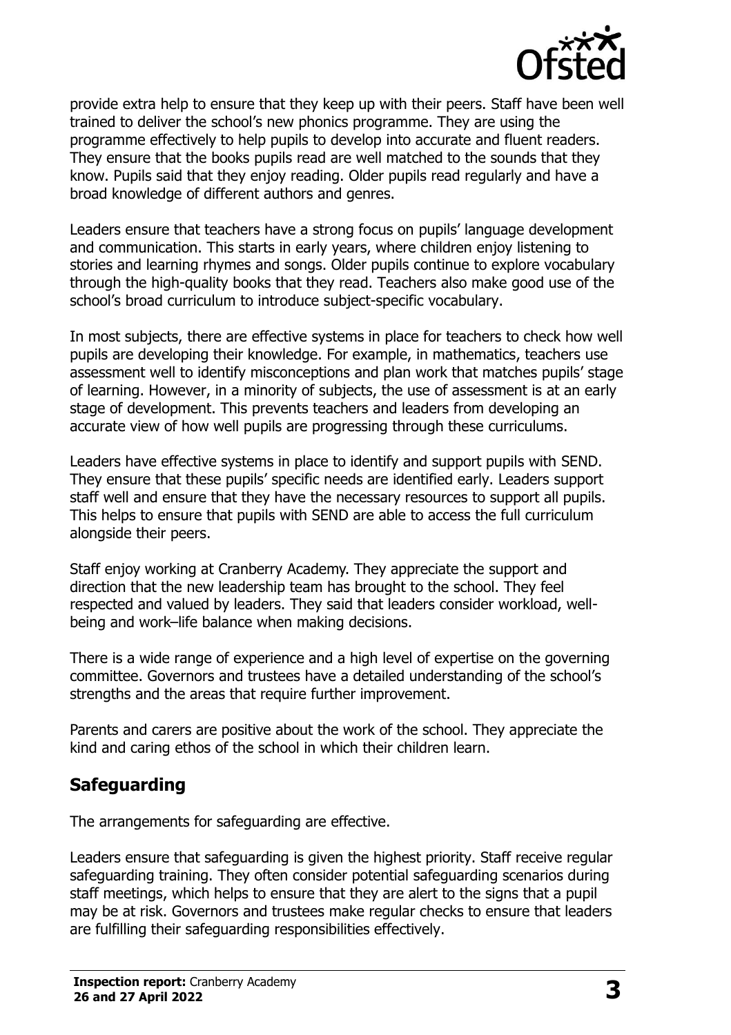provide extra help to ensure that they keep up with their peers. Staff have been well trained to deliver the school's new phonics programme. They are using the programme effectively to help pupils to develop into accurate and fluent readers. They ensure that the books pupils read are well matched to the sounds that they know. Pupils said that they enjoy reading. Older pupils read regularly and have a broad knowledge of different authors and genres.

Leaders ensure that teachers have a strong focus on pupils' language development and communication. This starts in early years, where children enjoy listening to stories and learning rhymes and songs. Older pupils continue to explore vocabulary through the high-quality books that they read. Teachers also make good use of the school's broad curriculum to introduce subject-specific vocabulary.

In most subjects, there are effective systems in place for teachers to check how well pupils are developing their knowledge. For example, in mathematics, teachers use assessment well to identify misconceptions and plan work that matches pupils' stage of learning. However, in a minority of subjects, the use of assessment is at an early stage of development. This prevents teachers and leaders from developing an accurate view of how well pupils are progressing through these curriculums.

Leaders have effective systems in place to identify and support pupils with SEND. They ensure that these pupils' specific needs are identified early. Leaders support staff well and ensure that they have the necessary resources to support all pupils. This helps to ensure that pupils with SEND are able to access the full curriculum alongside their peers.

Staff enjoy working at Cranberry Academy. They appreciate the support and direction that the new leadership team has brought to the school. They feel respected and valued by leaders. They said that leaders consider workload, well-being and work–life balance when making decisions.

There is a wide range of experience and a high level of expertise on the governing committee. Governors and trustees have a detailed understanding of the school's strengths and the areas that require further improvement.

Parents and carers are positive about the work of the school. They appreciate the kind and caring ethos of the school in which their children learn.

## Safeguarding

The arrangements for safeguarding are effective.

Leaders ensure that safeguarding is given the highest priority. Staff receive regular safeguarding training. They often consider potential safeguarding scenarios during staff meetings, which helps to ensure that they are alert to the signs that a pupil may be at risk. Governors and trustees make regular checks to ensure that leaders are fulfilling their safeguarding responsibilities effectively.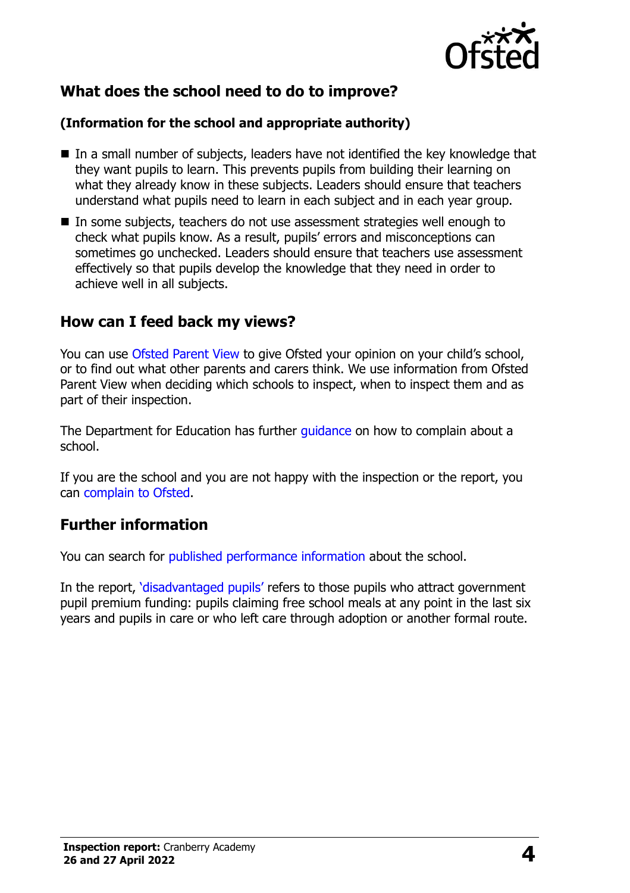## What does the school need to do to improve?

**(Information for the school and appropriate authority)**

- In a small number of subjects, leaders have not identified the key knowledge that they want pupils to learn. This prevents pupils from building their learning on what they already know in these subjects. Leaders should ensure that teachers understand what pupils need to learn in each subject and in each year group.
- In some subjects, teachers do not use assessment strategies well enough to check what pupils know. As a result, pupils' errors and misconceptions can sometimes go unchecked. Leaders should ensure that teachers use assessment effectively so that pupils develop the knowledge that they need in order to achieve well in all subjects.

## How can I feed back my views?

You can use Ofsted Parent View to give Ofsted your opinion on your child's school, or to find out what other parents and carers think. We use information from Ofsted Parent View when deciding which schools to inspect, when to inspect them and as part of their inspection.

The Department for Education has further guidance on how to complain about a school.

If you are the school and you are not happy with the inspection or the report, you can complain to Ofsted.

## Further information

You can search for published performance information about the school.

In the report, 'disadvantaged pupils' refers to those pupils who attract government pupil premium funding: pupils claiming free school meals at any point in the last six years and pupils in care or who left care through adoption or another formal route.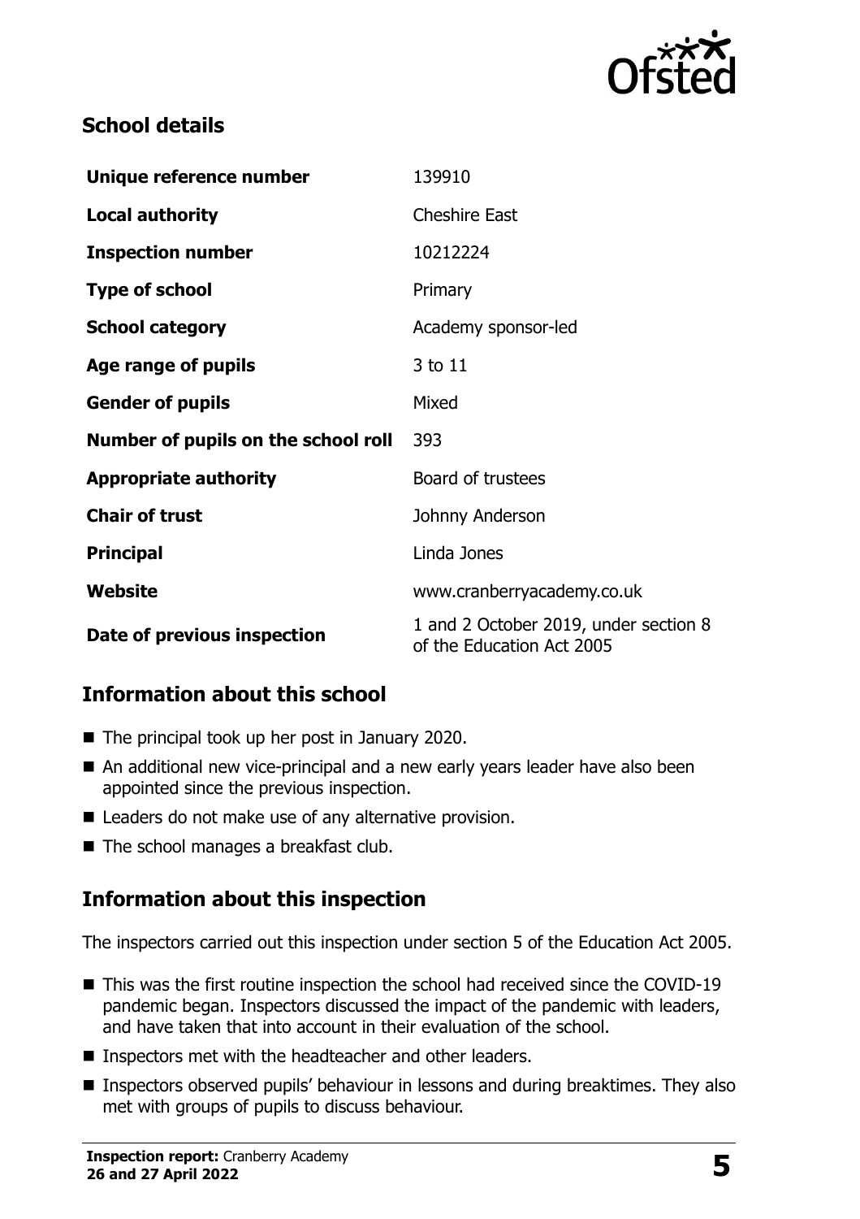## School details

| Unique reference number | 139910 |
| --- | --- |
| **Local authority** | Cheshire East |
| **Inspection number** | 10212224 |
| **Type of school** | Primary |
| **School category** | Academy sponsor-led |
| **Age range of pupils** | 3 to 11 |
| **Gender of pupils** | Mixed |
| **Number of pupils on the school roll** | 393 |
| **Appropriate authority** | Board of trustees |
| **Chair of trust** | Johnny Anderson |
| **Principal** | Linda Jones |
| **Website** | www.cranberryacademy.co.uk |
| **Date of previous inspection** | 1 and 2 October 2019, under section 8 of the Education Act 2005 |

## Information about this school

- The principal took up her post in January 2020.
- An additional new vice-principal and a new early years leader have also been appointed since the previous inspection.
- Leaders do not make use of any alternative provision.
- The school manages a breakfast club.

## Information about this inspection

The inspectors carried out this inspection under section 5 of the Education Act 2005.

- This was the first routine inspection the school had received since the COVID-19 pandemic began. Inspectors discussed the impact of the pandemic with leaders, and have taken that into account in their evaluation of the school.
- Inspectors met with the headteacher and other leaders.
- Inspectors observed pupils' behaviour in lessons and during breaktimes. They also met with groups of pupils to discuss behaviour.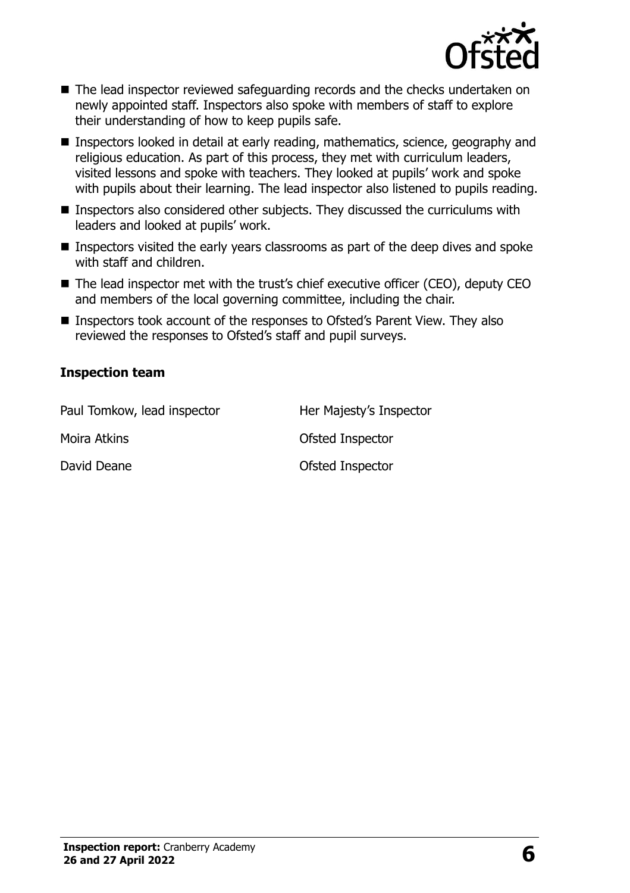- The lead inspector reviewed safeguarding records and the checks undertaken on newly appointed staff. Inspectors also spoke with members of staff to explore their understanding of how to keep pupils safe.
- Inspectors looked in detail at early reading, mathematics, science, geography and religious education. As part of this process, they met with curriculum leaders, visited lessons and spoke with teachers. They looked at pupils' work and spoke with pupils about their learning. The lead inspector also listened to pupils reading.
- Inspectors also considered other subjects. They discussed the curriculums with leaders and looked at pupils' work.
- Inspectors visited the early years classrooms as part of the deep dives and spoke with staff and children.
- The lead inspector met with the trust's chief executive officer (CEO), deputy CEO and members of the local governing committee, including the chair.
- Inspectors took account of the responses to Ofsted's Parent View. They also reviewed the responses to Ofsted's staff and pupil surveys.

### Inspection team

| | |
|---|---|
| Paul Tomkow, lead inspector | Her Majesty's Inspector |
| Moira Atkins | Ofsted Inspector |
| David Deane | Ofsted Inspector |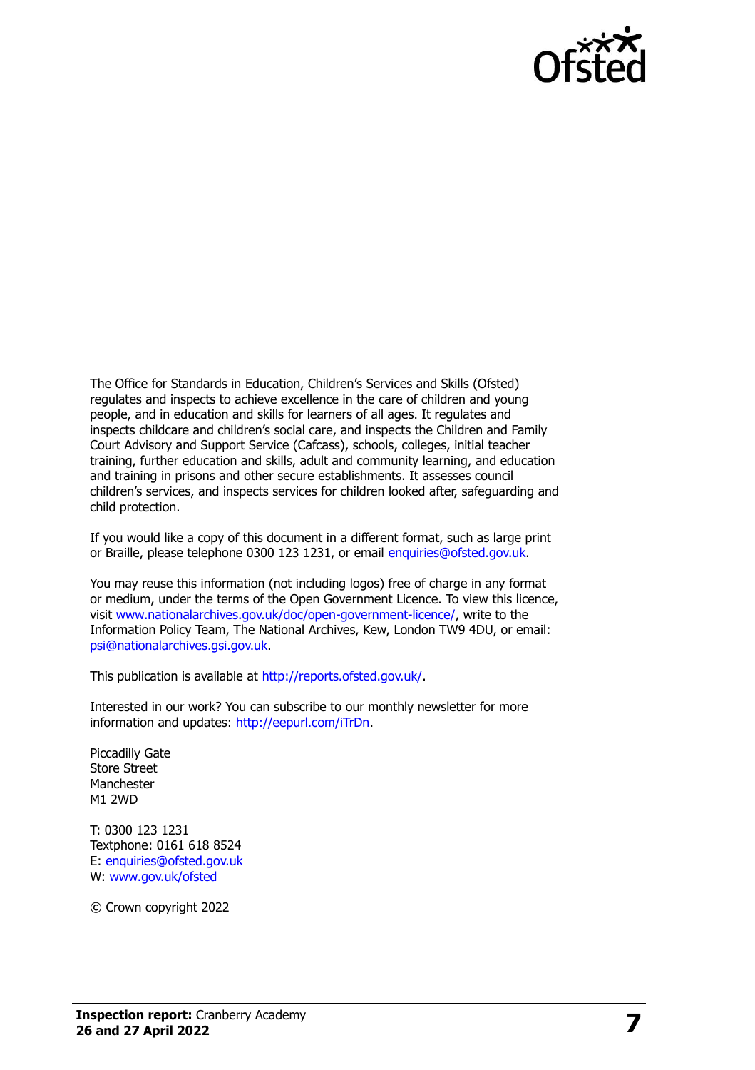The Office for Standards in Education, Children's Services and Skills (Ofsted) regulates and inspects to achieve excellence in the care of children and young people, and in education and skills for learners of all ages. It regulates and inspects childcare and children's social care, and inspects the Children and Family Court Advisory and Support Service (Cafcass), schools, colleges, initial teacher training, further education and skills, adult and community learning, and education and training in prisons and other secure establishments. It assesses council children's services, and inspects services for children looked after, safeguarding and child protection.

If you would like a copy of this document in a different format, such as large print or Braille, please telephone 0300 123 1231, or email enquiries@ofsted.gov.uk.

You may reuse this information (not including logos) free of charge in any format or medium, under the terms of the Open Government Licence. To view this licence, visit www.nationalarchives.gov.uk/doc/open-government-licence/, write to the Information Policy Team, The National Archives, Kew, London TW9 4DU, or email: psi@nationalarchives.gsi.gov.uk.

This publication is available at http://reports.ofsted.gov.uk/.

Interested in our work? You can subscribe to our monthly newsletter for more information and updates: http://eepurl.com/iTrDn.

Piccadilly Gate
Store Street
Manchester
M1 2WD

T: 0300 123 1231
Textphone: 0161 618 8524
E: enquiries@ofsted.gov.uk
W: www.gov.uk/ofsted

© Crown copyright 2022